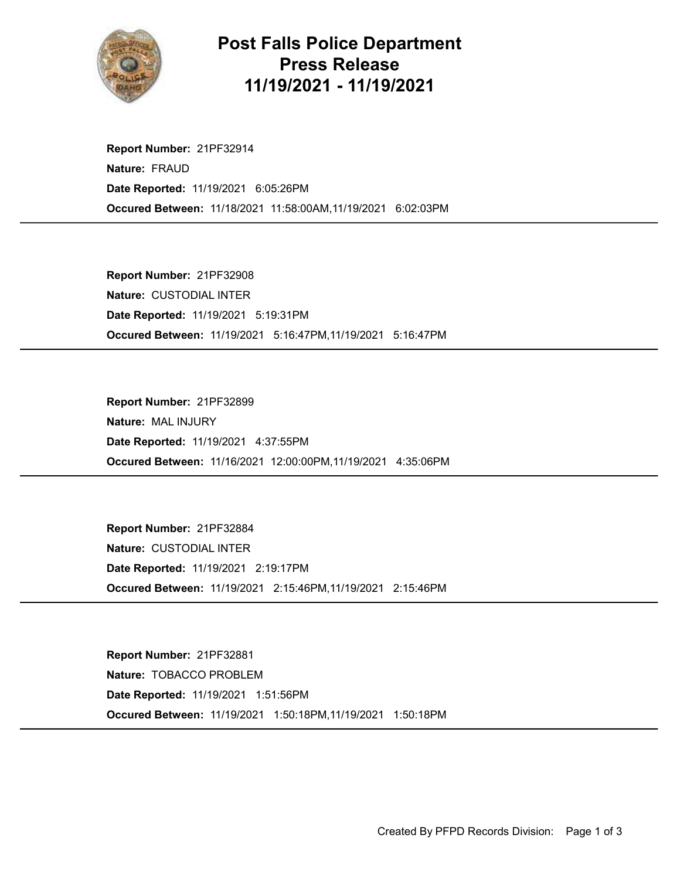# Post Falls Police Department
# Press Release
# 11/19/2021 - 11/19/2021

**Report Number:** 21PF32914
**Nature:** FRAUD
**Date Reported:** 11/19/2021 6:05:26PM
**Occured Between:** 11/18/2021 11:58:00AM,11/19/2021 6:02:03PM

---

**Report Number:** 21PF32908
**Nature:** CUSTODIAL INTER
**Date Reported:** 11/19/2021 5:19:31PM
**Occured Between:** 11/19/2021 5:16:47PM,11/19/2021 5:16:47PM

---

**Report Number:** 21PF32899
**Nature:** MAL INJURY
**Date Reported:** 11/19/2021 4:37:55PM
**Occured Between:** 11/16/2021 12:00:00PM,11/19/2021 4:35:06PM

---

**Report Number:** 21PF32884
**Nature:** CUSTODIAL INTER
**Date Reported:** 11/19/2021 2:19:17PM
**Occured Between:** 11/19/2021 2:15:46PM,11/19/2021 2:15:46PM

---

**Report Number:** 21PF32881
**Nature:** TOBACCO PROBLEM
**Date Reported:** 11/19/2021 1:51:56PM
**Occured Between:** 11/19/2021 1:50:18PM,11/19/2021 1:50:18PM

---

Created By PFPD Records Division: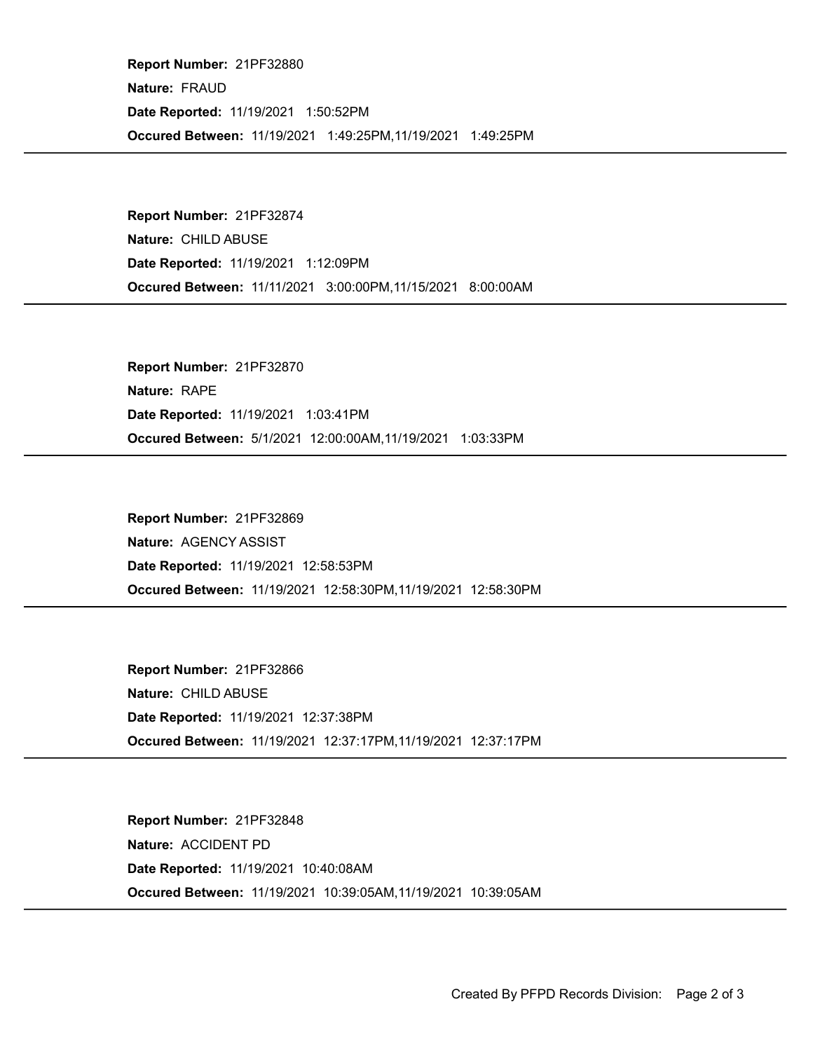**Report Number:** 21PF32880
**Nature:** FRAUD
**Date Reported:** 11/19/2021 1:50:52PM
**Occured Between:** 11/19/2021 1:49:25PM,11/19/2021 1:49:25PM

---

**Report Number:** 21PF32874
**Nature:** CHILD ABUSE
**Date Reported:** 11/19/2021 1:12:09PM
**Occured Between:** 11/11/2021 3:00:00PM,11/15/2021 8:00:00AM

---

**Report Number:** 21PF32870
**Nature:** RAPE
**Date Reported:** 11/19/2021 1:03:41PM
**Occured Between:** 5/1/2021 12:00:00AM,11/19/2021 1:03:33PM

---

**Report Number:** 21PF32869
**Nature:** AGENCY ASSIST
**Date Reported:** 11/19/2021 12:58:53PM
**Occured Between:** 11/19/2021 12:58:30PM,11/19/2021 12:58:30PM

---

**Report Number:** 21PF32866
**Nature:** CHILD ABUSE
**Date Reported:** 11/19/2021 12:37:38PM
**Occured Between:** 11/19/2021 12:37:17PM,11/19/2021 12:37:17PM

---

**Report Number:** 21PF32848
**Nature:** ACCIDENT PD
**Date Reported:** 11/19/2021 10:40:08AM
**Occured Between:** 11/19/2021 10:39:05AM,11/19/2021 10:39:05AM

---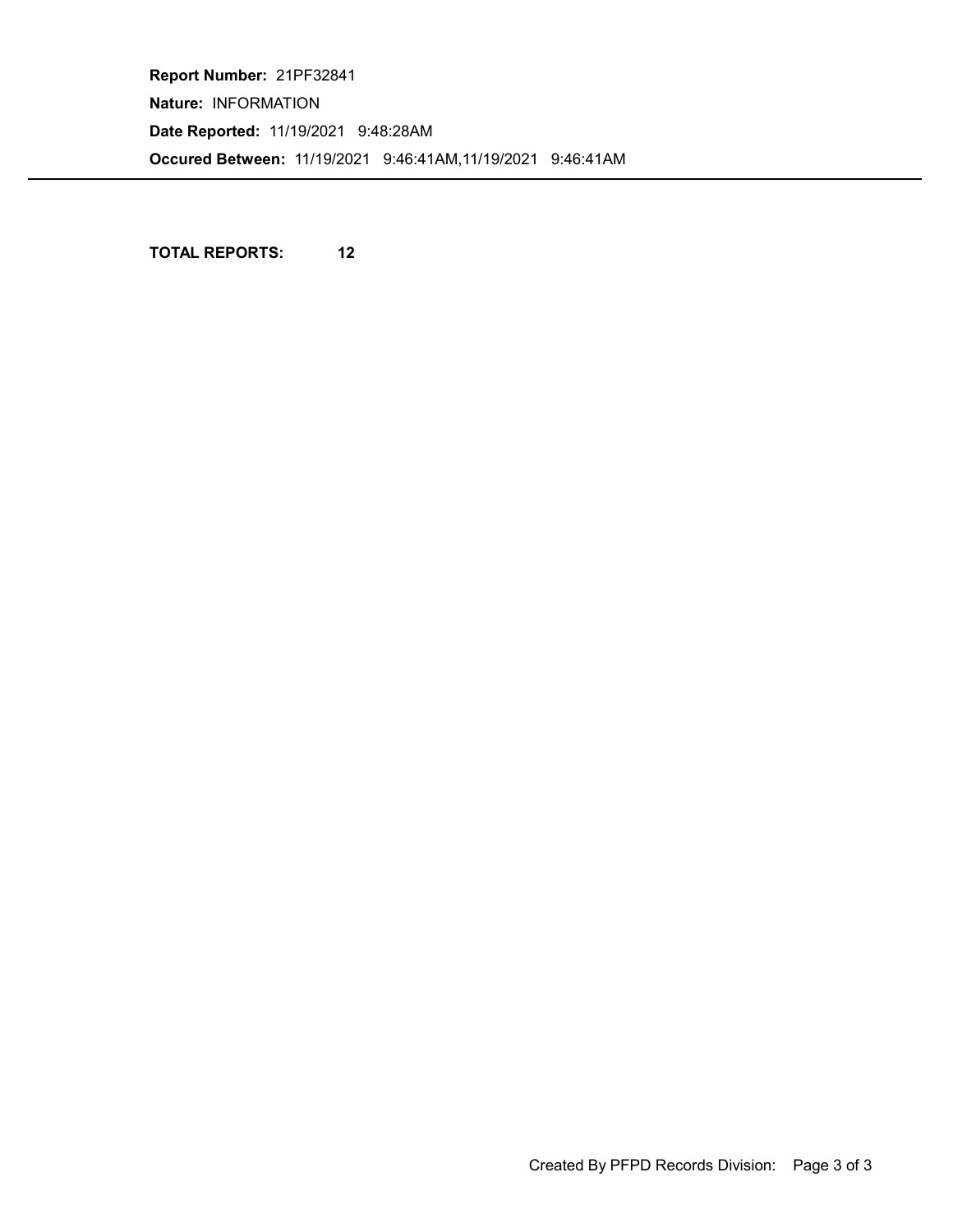**Report Number:** 21PF32841

**Nature:** INFORMATION

**Date Reported:** 11/19/2021 9:48:28AM

**Occured Between:** 11/19/2021 9:46:41AM,11/19/2021 9:46:41AM

---

**TOTAL REPORTS: 12**